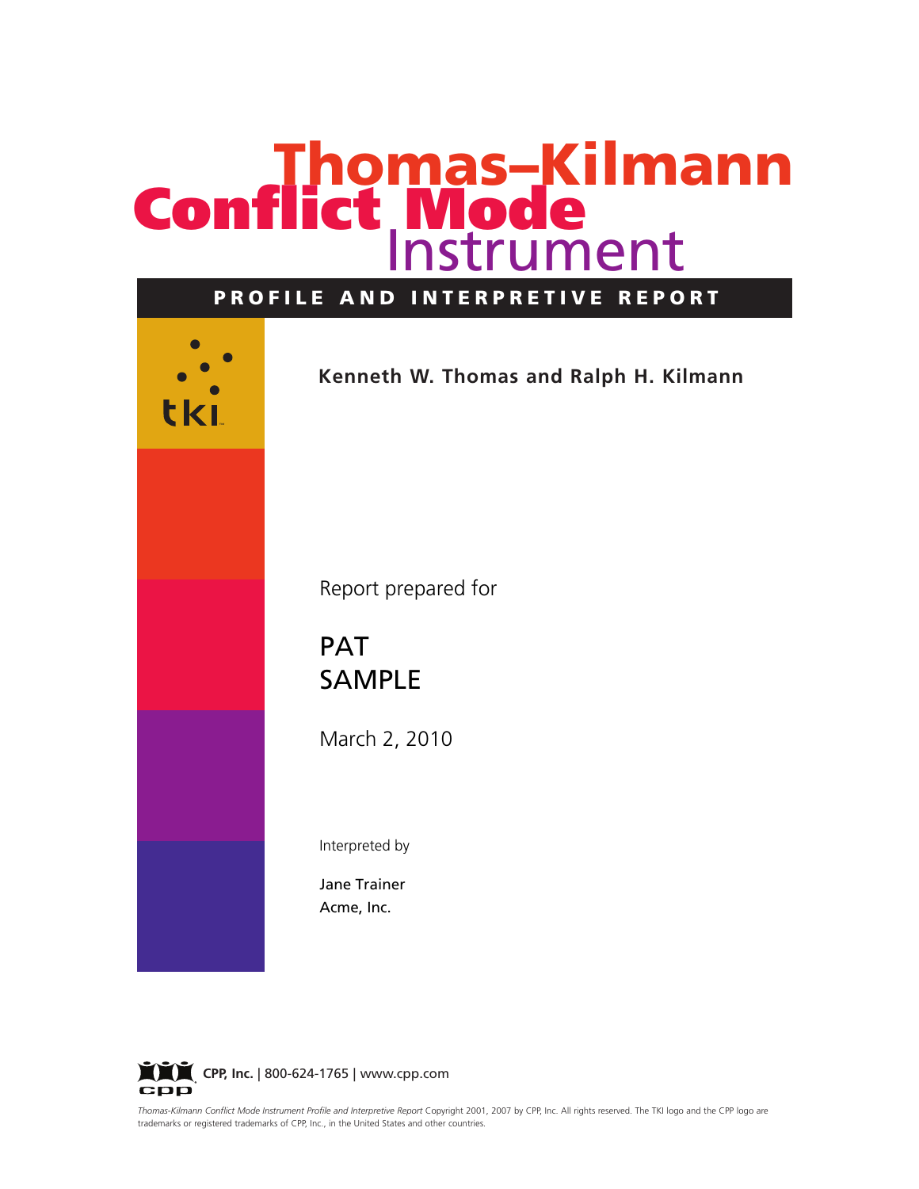# Thomas–Kilmann Conflict Mode Instrument

## PROFILE AND INTERPRETIVE REPORT

tki

**Kenneth W. Thomas and Ralph H. Kilmann**

Report prepared for

PAT
SAMPLE

March 2, 2010

Interpreted by

Jane Trainer
Acme, Inc.

**CPP, Inc.** | 800-624-1765 | www.cpp.com

*Thomas-Kilmann Conflict Mode Instrument Profile and Interpretive Report* Copyright 2001, 2007 by CPP, Inc. All rights reserved. The TKI logo and the CPP logo are trademarks or registered trademarks of CPP, Inc., in the United States and other countries.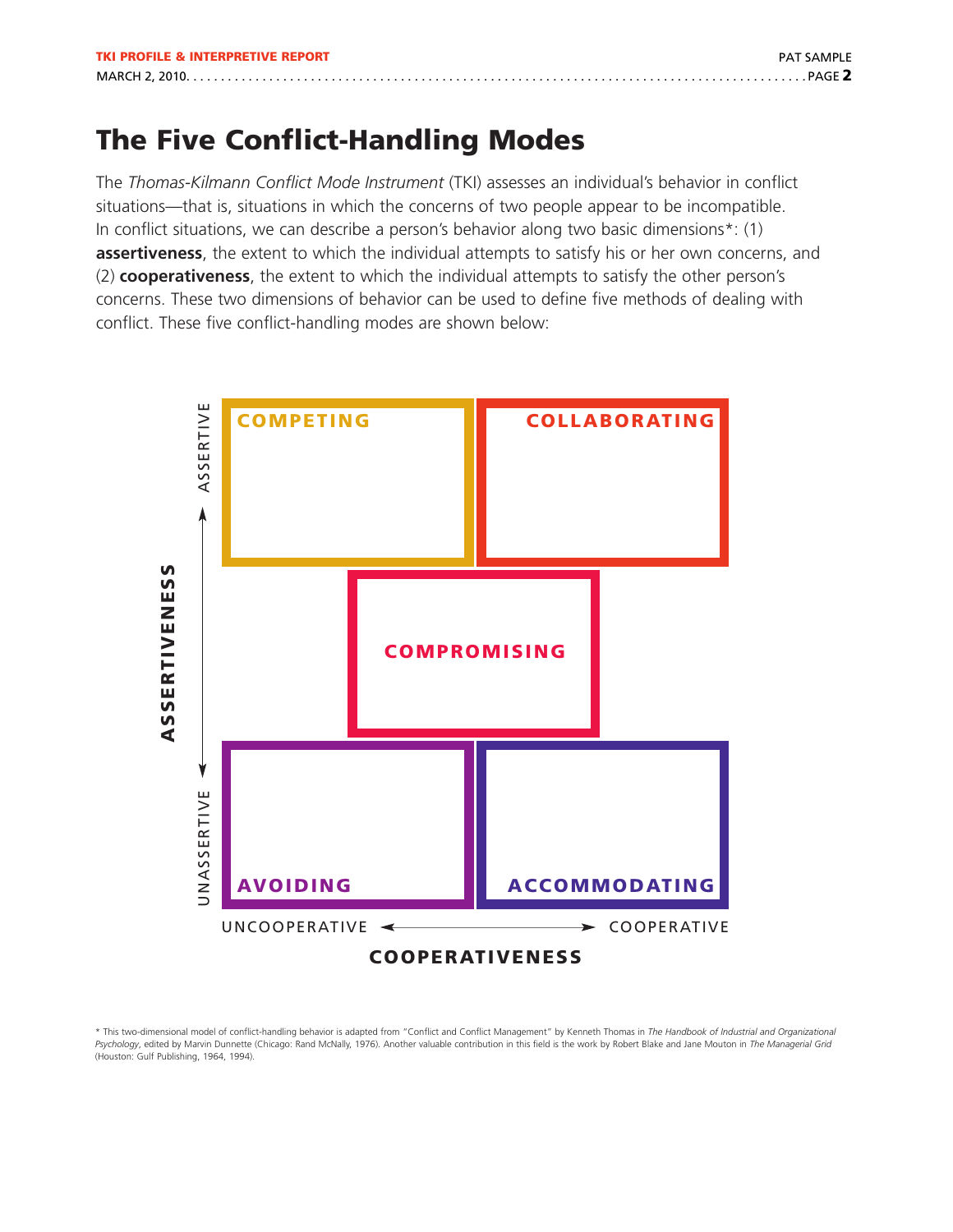# The Five Conflict-Handling Modes

The *Thomas-Kilmann Conflict Mode Instrument* (TKI) assesses an individual's behavior in conflict situations—that is, situations in which the concerns of two people appear to be incompatible. In conflict situations, we can describe a person's behavior along two basic dimensions*: (1) **assertiveness**, the extent to which the individual attempts to satisfy his or her own concerns, and (2) **cooperativeness**, the extent to which the individual attempts to satisfy the other person's concerns. These two dimensions of behavior can be used to define five methods of dealing with conflict. These five conflict-handling modes are shown below:

ASSERTIVENESS

ASSERTIVE

COMPETING

COLLABORATING

COMPROMISING

AVOIDING

ACCOMMODATING

UNASSERTIVE

UNCOOPERATIVE ← → COOPERATIVE

COOPERATIVENESS

* This two-dimensional model of conflict-handling behavior is adapted from "Conflict and Conflict Management" by Kenneth Thomas in *The Handbook of Industrial and Organizational Psychology*, edited by Marvin Dunnette (Chicago: Rand McNally, 1976). Another valuable contribution in this field is the work by Robert Blake and Jane Mouton in *The Managerial Grid* (Houston: Gulf Publishing, 1964, 1994).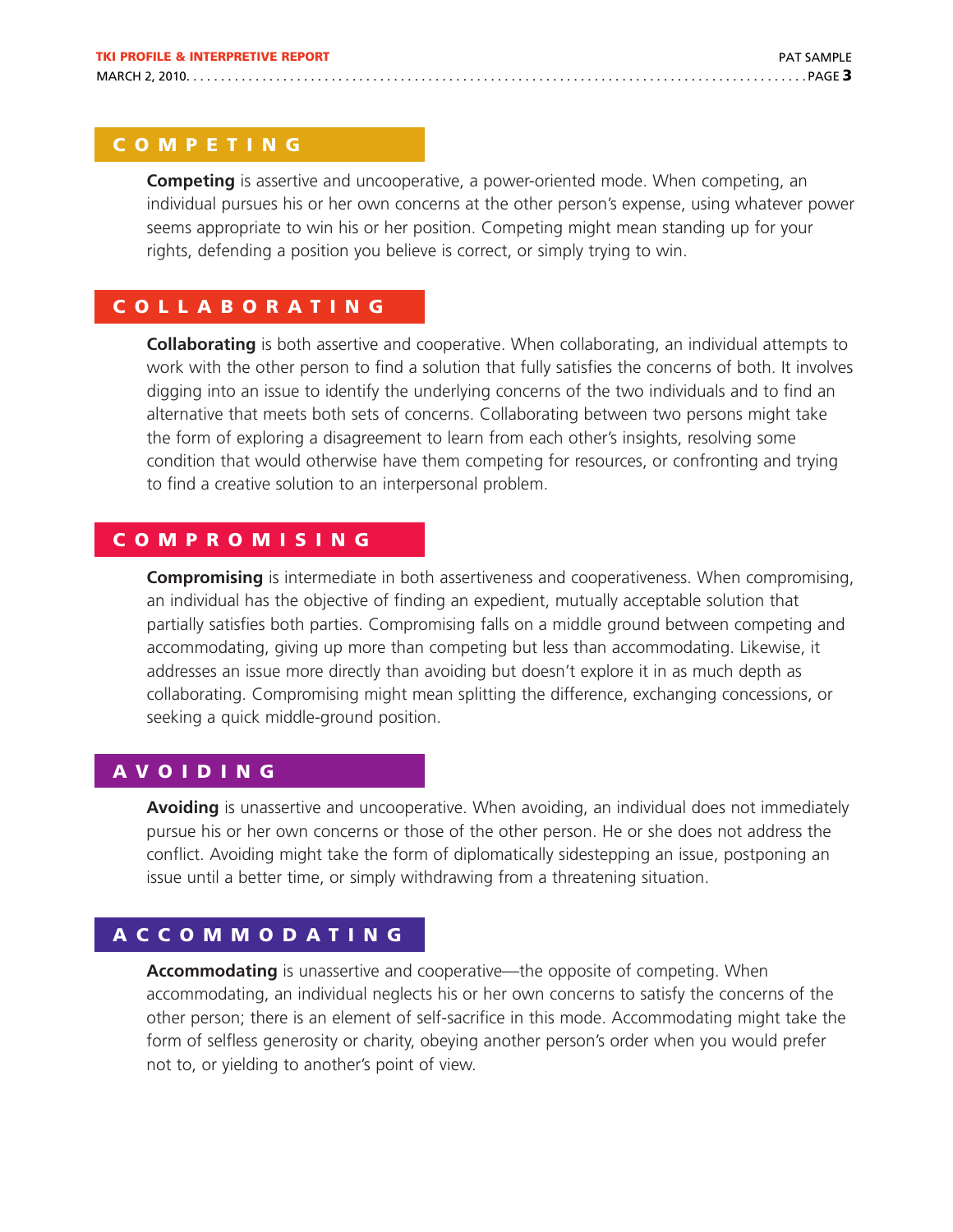## COMPETING

**Competing** is assertive and uncooperative, a power-oriented mode. When competing, an individual pursues his or her own concerns at the other person's expense, using whatever power seems appropriate to win his or her position. Competing might mean standing up for your rights, defending a position you believe is correct, or simply trying to win.

## COLLABORATING

**Collaborating** is both assertive and cooperative. When collaborating, an individual attempts to work with the other person to find a solution that fully satisfies the concerns of both. It involves digging into an issue to identify the underlying concerns of the two individuals and to find an alternative that meets both sets of concerns. Collaborating between two persons might take the form of exploring a disagreement to learn from each other's insights, resolving some condition that would otherwise have them competing for resources, or confronting and trying to find a creative solution to an interpersonal problem.

## COMPROMISING

**Compromising** is intermediate in both assertiveness and cooperativeness. When compromising, an individual has the objective of finding an expedient, mutually acceptable solution that partially satisfies both parties. Compromising falls on a middle ground between competing and accommodating, giving up more than competing but less than accommodating. Likewise, it addresses an issue more directly than avoiding but doesn't explore it in as much depth as collaborating. Compromising might mean splitting the difference, exchanging concessions, or seeking a quick middle-ground position.

## AVOIDING

**Avoiding** is unassertive and uncooperative. When avoiding, an individual does not immediately pursue his or her own concerns or those of the other person. He or she does not address the conflict. Avoiding might take the form of diplomatically sidestepping an issue, postponing an issue until a better time, or simply withdrawing from a threatening situation.

## ACCOMMODATING

**Accommodating** is unassertive and cooperative—the opposite of competing. When accommodating, an individual neglects his or her own concerns to satisfy the concerns of the other person; there is an element of self-sacrifice in this mode. Accommodating might take the form of selfless generosity or charity, obeying another person's order when you would prefer not to, or yielding to another's point of view.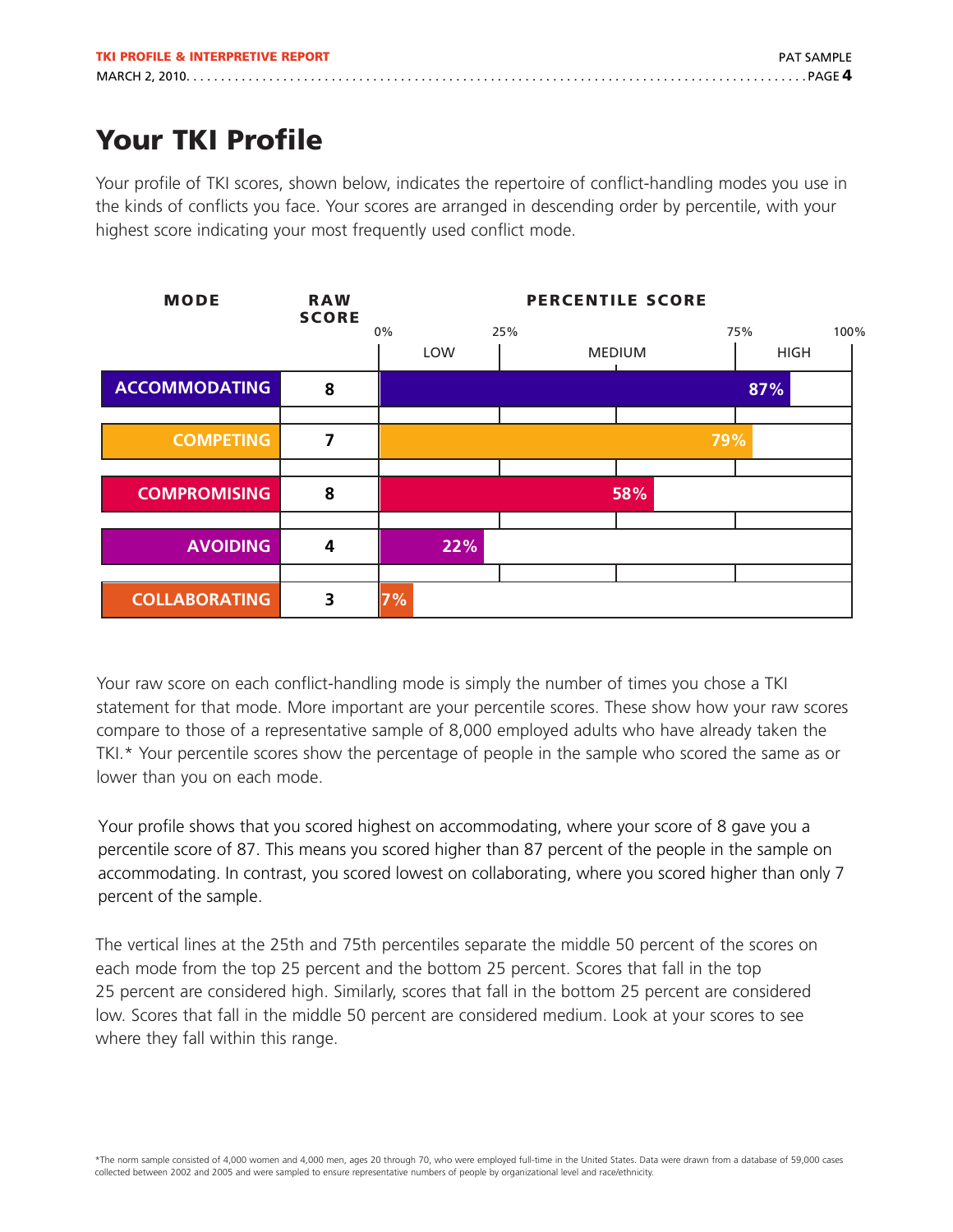# Your TKI Profile

Your profile of TKI scores, shown below, indicates the repertoire of conflict-handling modes you use in the kinds of conflicts you face. Your scores are arranged in descending order by percentile, with your highest score indicating your most frequently used conflict mode.

| MODE | RAW SCORE | PERCENTILE SCORE |
|---|---|---|
| ACCOMMODATING | 8 | 87% |
| COMPETING | 7 | 79% |
| COMPROMISING | 8 | 58% |
| AVOIDING | 4 | 22% |
| COLLABORATING | 3 | 7% |

Percentile ranges: LOW (0%–25%), MEDIUM (25%–75%), HIGH (75%–100%)

Your raw score on each conflict-handling mode is simply the number of times you chose a TKI statement for that mode. More important are your percentile scores. These show how your raw scores compare to those of a representative sample of 8,000 employed adults who have already taken the TKI.* Your percentile scores show the percentage of people in the sample who scored the same as or lower than you on each mode.

Your profile shows that you scored highest on accommodating, where your score of 8 gave you a percentile score of 87. This means you scored higher than 87 percent of the people in the sample on accommodating. In contrast, you scored lowest on collaborating, where you scored higher than only 7 percent of the sample.

The vertical lines at the 25th and 75th percentiles separate the middle 50 percent of the scores on each mode from the top 25 percent and the bottom 25 percent. Scores that fall in the top 25 percent are considered high. Similarly, scores that fall in the bottom 25 percent are considered low. Scores that fall in the middle 50 percent are considered medium. Look at your scores to see where they fall within this range.

*The norm sample consisted of 4,000 women and 4,000 men, ages 20 through 70, who were employed full-time in the United States. Data were drawn from a database of 59,000 cases collected between 2002 and 2005 and were sampled to ensure representative numbers of people by organizational level and race/ethnicity.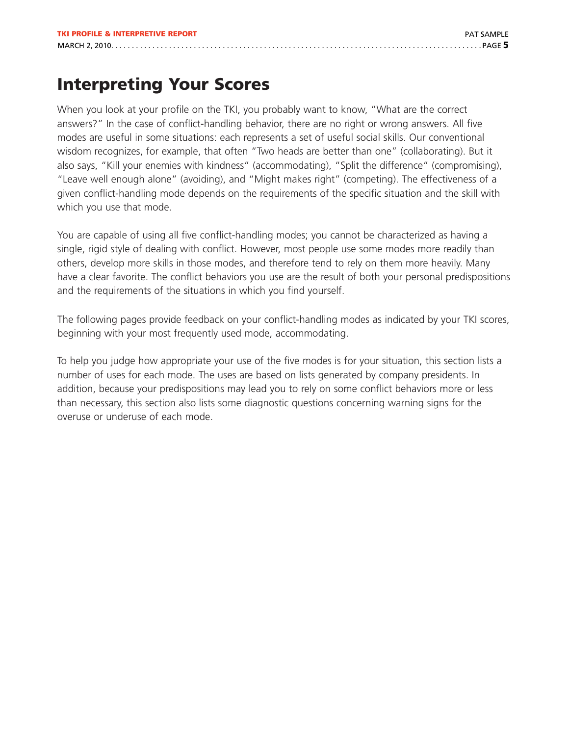# Interpreting Your Scores

When you look at your profile on the TKI, you probably want to know, "What are the correct answers?" In the case of conflict-handling behavior, there are no right or wrong answers. All five modes are useful in some situations: each represents a set of useful social skills. Our conventional wisdom recognizes, for example, that often "Two heads are better than one" (collaborating). But it also says, "Kill your enemies with kindness" (accommodating), "Split the difference" (compromising), "Leave well enough alone" (avoiding), and "Might makes right" (competing). The effectiveness of a given conflict-handling mode depends on the requirements of the specific situation and the skill with which you use that mode.

You are capable of using all five conflict-handling modes; you cannot be characterized as having a single, rigid style of dealing with conflict. However, most people use some modes more readily than others, develop more skills in those modes, and therefore tend to rely on them more heavily. Many have a clear favorite. The conflict behaviors you use are the result of both your personal predispositions and the requirements of the situations in which you find yourself.

The following pages provide feedback on your conflict-handling modes as indicated by your TKI scores, beginning with your most frequently used mode, accommodating.

To help you judge how appropriate your use of the five modes is for your situation, this section lists a number of uses for each mode. The uses are based on lists generated by company presidents. In addition, because your predispositions may lead you to rely on some conflict behaviors more or less than necessary, this section also lists some diagnostic questions concerning warning signs for the overuse or underuse of each mode.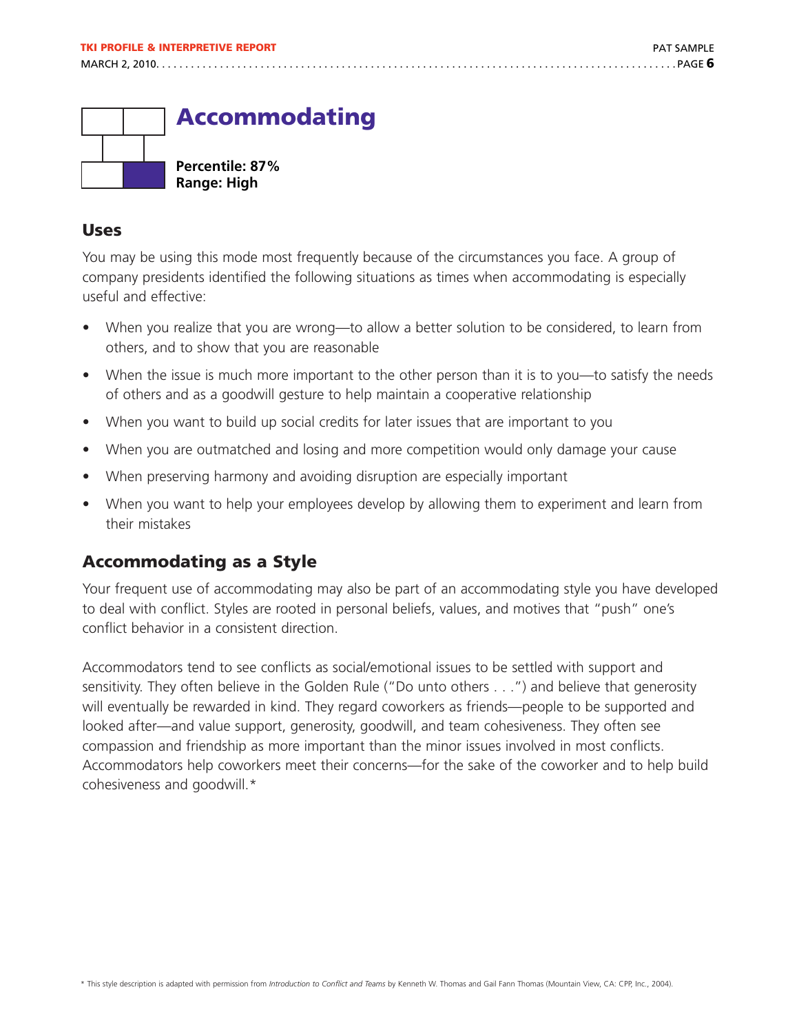# Accommodating

**Percentile: 87%**
**Range: High**

## Uses

You may be using this mode most frequently because of the circumstances you face. A group of company presidents identified the following situations as times when accommodating is especially useful and effective:

- When you realize that you are wrong—to allow a better solution to be considered, to learn from others, and to show that you are reasonable
- When the issue is much more important to the other person than it is to you—to satisfy the needs of others and as a goodwill gesture to help maintain a cooperative relationship
- When you want to build up social credits for later issues that are important to you
- When you are outmatched and losing and more competition would only damage your cause
- When preserving harmony and avoiding disruption are especially important
- When you want to help your employees develop by allowing them to experiment and learn from their mistakes

## Accommodating as a Style

Your frequent use of accommodating may also be part of an accommodating style you have developed to deal with conflict. Styles are rooted in personal beliefs, values, and motives that "push" one's conflict behavior in a consistent direction.

Accommodators tend to see conflicts as social/emotional issues to be settled with support and sensitivity. They often believe in the Golden Rule ("Do unto others . . .") and believe that generosity will eventually be rewarded in kind. They regard coworkers as friends—people to be supported and looked after—and value support, generosity, goodwill, and team cohesiveness. They often see compassion and friendship as more important than the minor issues involved in most conflicts. Accommodators help coworkers meet their concerns—for the sake of the coworker and to help build cohesiveness and goodwill.*

\* This style description is adapted with permission from *Introduction to Conflict and Teams* by Kenneth W. Thomas and Gail Fann Thomas (Mountain View, CA: CPP, Inc., 2004).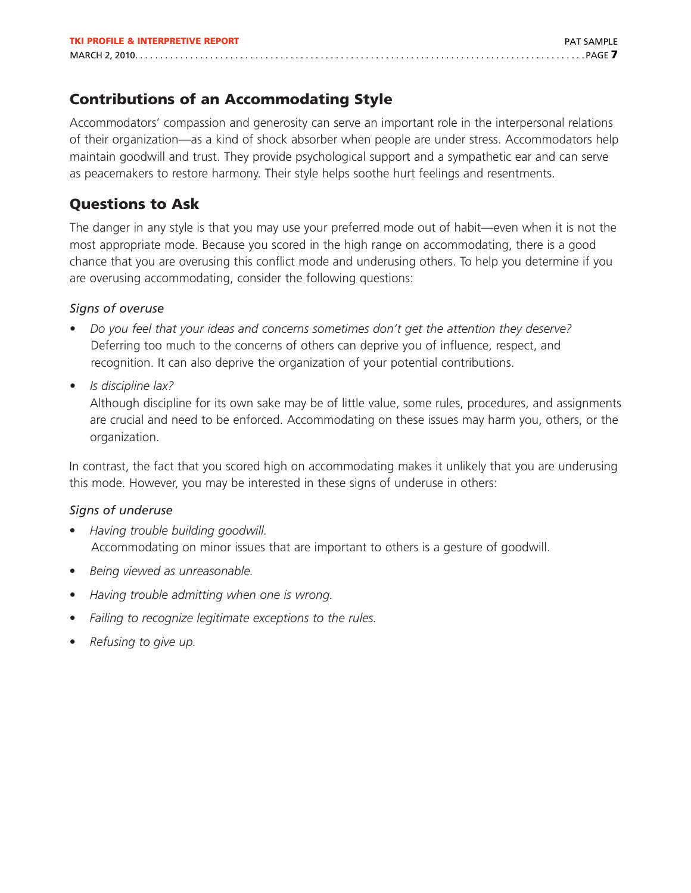## Contributions of an Accommodating Style

Accommodators' compassion and generosity can serve an important role in the interpersonal relations of their organization—as a kind of shock absorber when people are under stress. Accommodators help maintain goodwill and trust. They provide psychological support and a sympathetic ear and can serve as peacemakers to restore harmony. Their style helps soothe hurt feelings and resentments.

## Questions to Ask

The danger in any style is that you may use your preferred mode out of habit—even when it is not the most appropriate mode. Because you scored in the high range on accommodating, there is a good chance that you are overusing this conflict mode and underusing others. To help you determine if you are overusing accommodating, consider the following questions:

*Signs of overuse*

- *Do you feel that your ideas and concerns sometimes don't get the attention they deserve?*
  Deferring too much to the concerns of others can deprive you of influence, respect, and recognition. It can also deprive the organization of your potential contributions.
- *Is discipline lax?*
  Although discipline for its own sake may be of little value, some rules, procedures, and assignments are crucial and need to be enforced. Accommodating on these issues may harm you, others, or the organization.

In contrast, the fact that you scored high on accommodating makes it unlikely that you are underusing this mode. However, you may be interested in these signs of underuse in others:

*Signs of underuse*

- *Having trouble building goodwill.*
  Accommodating on minor issues that are important to others is a gesture of goodwill.
- *Being viewed as unreasonable.*
- *Having trouble admitting when one is wrong.*
- *Failing to recognize legitimate exceptions to the rules.*
- *Refusing to give up.*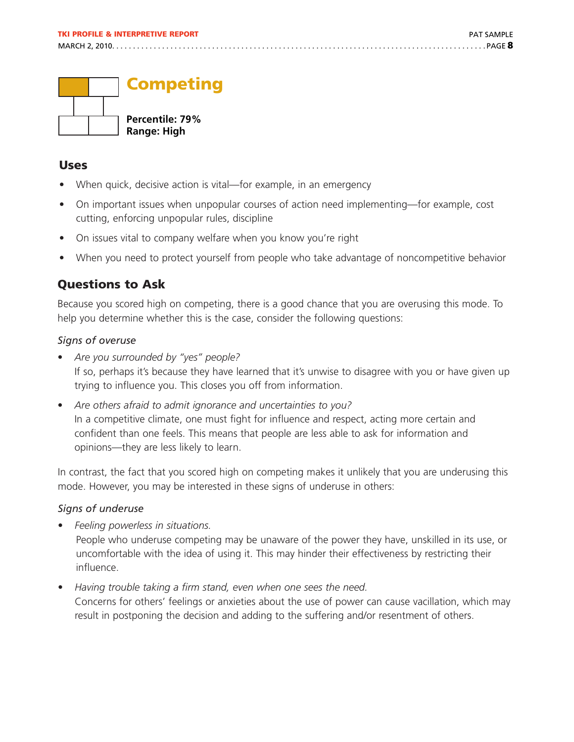# Competing

**Percentile: 79%**
**Range: High**

## Uses

- When quick, decisive action is vital—for example, in an emergency
- On important issues when unpopular courses of action need implementing—for example, cost cutting, enforcing unpopular rules, discipline
- On issues vital to company welfare when you know you're right
- When you need to protect yourself from people who take advantage of noncompetitive behavior

## Questions to Ask

Because you scored high on competing, there is a good chance that you are overusing this mode. To help you determine whether this is the case, consider the following questions:

*Signs of overuse*

- *Are you surrounded by "yes" people?*
  If so, perhaps it's because they have learned that it's unwise to disagree with you or have given up trying to influence you. This closes you off from information.
- *Are others afraid to admit ignorance and uncertainties to you?*
  In a competitive climate, one must fight for influence and respect, acting more certain and confident than one feels. This means that people are less able to ask for information and opinions—they are less likely to learn.

In contrast, the fact that you scored high on competing makes it unlikely that you are underusing this mode. However, you may be interested in these signs of underuse in others:

*Signs of underuse*

- *Feeling powerless in situations.*
  People who underuse competing may be unaware of the power they have, unskilled in its use, or uncomfortable with the idea of using it. This may hinder their effectiveness by restricting their influence.
- *Having trouble taking a firm stand, even when one sees the need.*
  Concerns for others' feelings or anxieties about the use of power can cause vacillation, which may result in postponing the decision and adding to the suffering and/or resentment of others.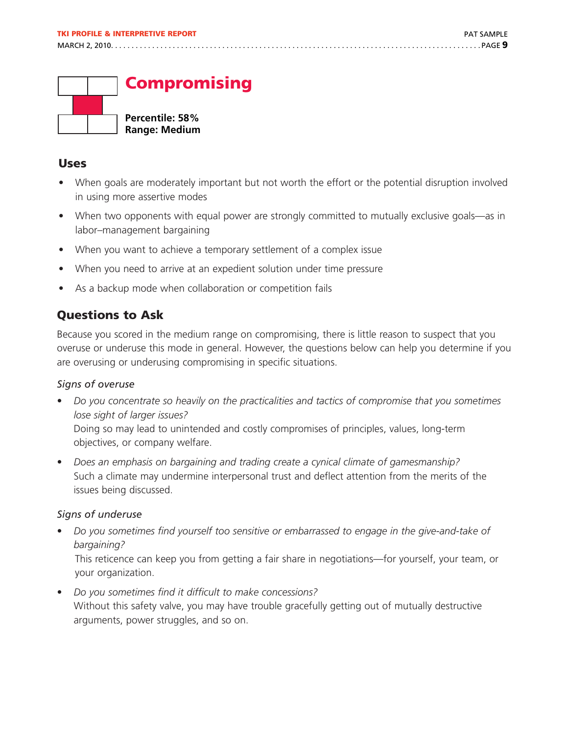# Compromising

**Percentile: 58%**
**Range: Medium**

## Uses

- When goals are moderately important but not worth the effort or the potential disruption involved in using more assertive modes
- When two opponents with equal power are strongly committed to mutually exclusive goals—as in labor–management bargaining
- When you want to achieve a temporary settlement of a complex issue
- When you need to arrive at an expedient solution under time pressure
- As a backup mode when collaboration or competition fails

## Questions to Ask

Because you scored in the medium range on compromising, there is little reason to suspect that you overuse or underuse this mode in general. However, the questions below can help you determine if you are overusing or underusing compromising in specific situations.

*Signs of overuse*

- *Do you concentrate so heavily on the practicalities and tactics of compromise that you sometimes lose sight of larger issues?*
  Doing so may lead to unintended and costly compromises of principles, values, long-term objectives, or company welfare.
- *Does an emphasis on bargaining and trading create a cynical climate of gamesmanship?*
  Such a climate may undermine interpersonal trust and deflect attention from the merits of the issues being discussed.

*Signs of underuse*

- *Do you sometimes find yourself too sensitive or embarrassed to engage in the give-and-take of bargaining?*
  This reticence can keep you from getting a fair share in negotiations—for yourself, your team, or your organization.
- *Do you sometimes find it difficult to make concessions?*
  Without this safety valve, you may have trouble gracefully getting out of mutually destructive arguments, power struggles, and so on.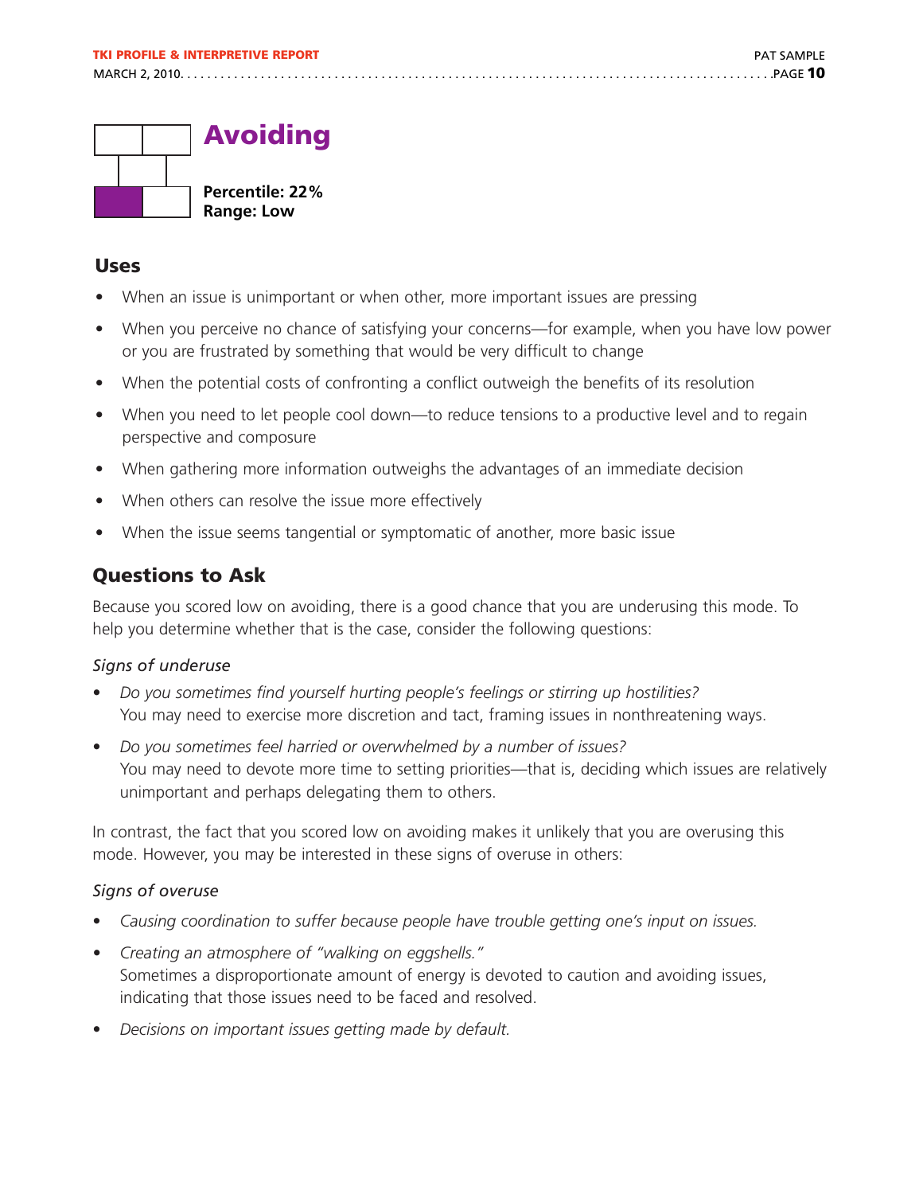# Avoiding

**Percentile: 22%**
**Range: Low**

## Uses

- When an issue is unimportant or when other, more important issues are pressing
- When you perceive no chance of satisfying your concerns—for example, when you have low power or you are frustrated by something that would be very difficult to change
- When the potential costs of confronting a conflict outweigh the benefits of its resolution
- When you need to let people cool down—to reduce tensions to a productive level and to regain perspective and composure
- When gathering more information outweighs the advantages of an immediate decision
- When others can resolve the issue more effectively
- When the issue seems tangential or symptomatic of another, more basic issue

## Questions to Ask

Because you scored low on avoiding, there is a good chance that you are underusing this mode. To help you determine whether that is the case, consider the following questions:

*Signs of underuse*

- *Do you sometimes find yourself hurting people's feelings or stirring up hostilities?*
  You may need to exercise more discretion and tact, framing issues in nonthreatening ways.
- *Do you sometimes feel harried or overwhelmed by a number of issues?*
  You may need to devote more time to setting priorities—that is, deciding which issues are relatively unimportant and perhaps delegating them to others.

In contrast, the fact that you scored low on avoiding makes it unlikely that you are overusing this mode. However, you may be interested in these signs of overuse in others:

*Signs of overuse*

- *Causing coordination to suffer because people have trouble getting one's input on issues.*
- *Creating an atmosphere of "walking on eggshells."*
  Sometimes a disproportionate amount of energy is devoted to caution and avoiding issues, indicating that those issues need to be faced and resolved.
- *Decisions on important issues getting made by default.*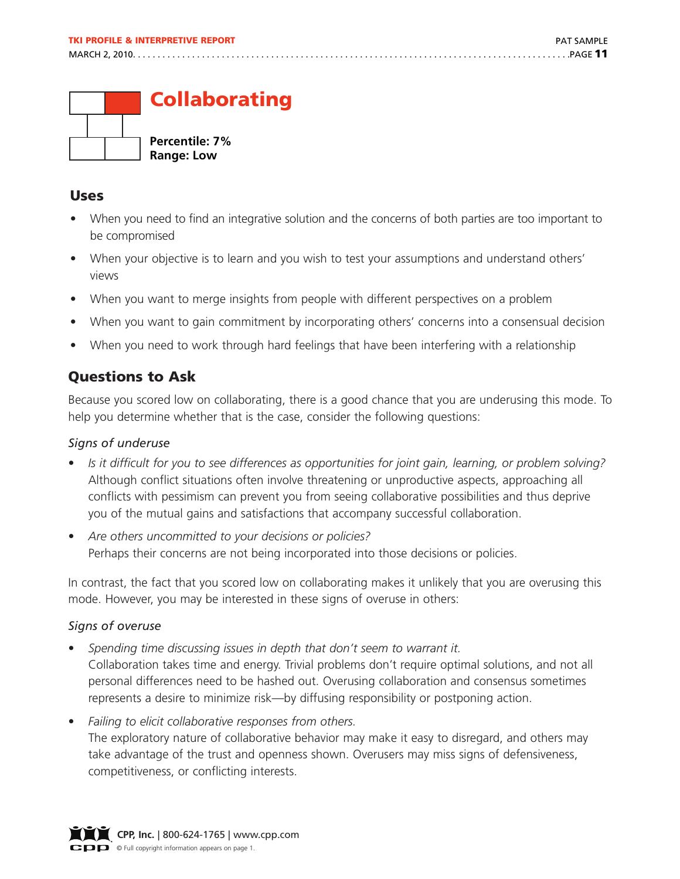# Collaborating

**Percentile: 7%**
**Range: Low**

## Uses

- When you need to find an integrative solution and the concerns of both parties are too important to be compromised
- When your objective is to learn and you wish to test your assumptions and understand others' views
- When you want to merge insights from people with different perspectives on a problem
- When you want to gain commitment by incorporating others' concerns into a consensual decision
- When you need to work through hard feelings that have been interfering with a relationship

## Questions to Ask

Because you scored low on collaborating, there is a good chance that you are underusing this mode. To help you determine whether that is the case, consider the following questions:

*Signs of underuse*

- *Is it difficult for you to see differences as opportunities for joint gain, learning, or problem solving?* Although conflict situations often involve threatening or unproductive aspects, approaching all conflicts with pessimism can prevent you from seeing collaborative possibilities and thus deprive you of the mutual gains and satisfactions that accompany successful collaboration.
- *Are others uncommitted to your decisions or policies?*
  Perhaps their concerns are not being incorporated into those decisions or policies.

In contrast, the fact that you scored low on collaborating makes it unlikely that you are overusing this mode. However, you may be interested in these signs of overuse in others:

*Signs of overuse*

- *Spending time discussing issues in depth that don't seem to warrant it.*
  Collaboration takes time and energy. Trivial problems don't require optimal solutions, and not all personal differences need to be hashed out. Overusing collaboration and consensus sometimes represents a desire to minimize risk—by diffusing responsibility or postponing action.
- *Failing to elicit collaborative responses from others.*
  The exploratory nature of collaborative behavior may make it easy to disregard, and others may take advantage of the trust and openness shown. Overusers may miss signs of defensiveness, competitiveness, or conflicting interests.